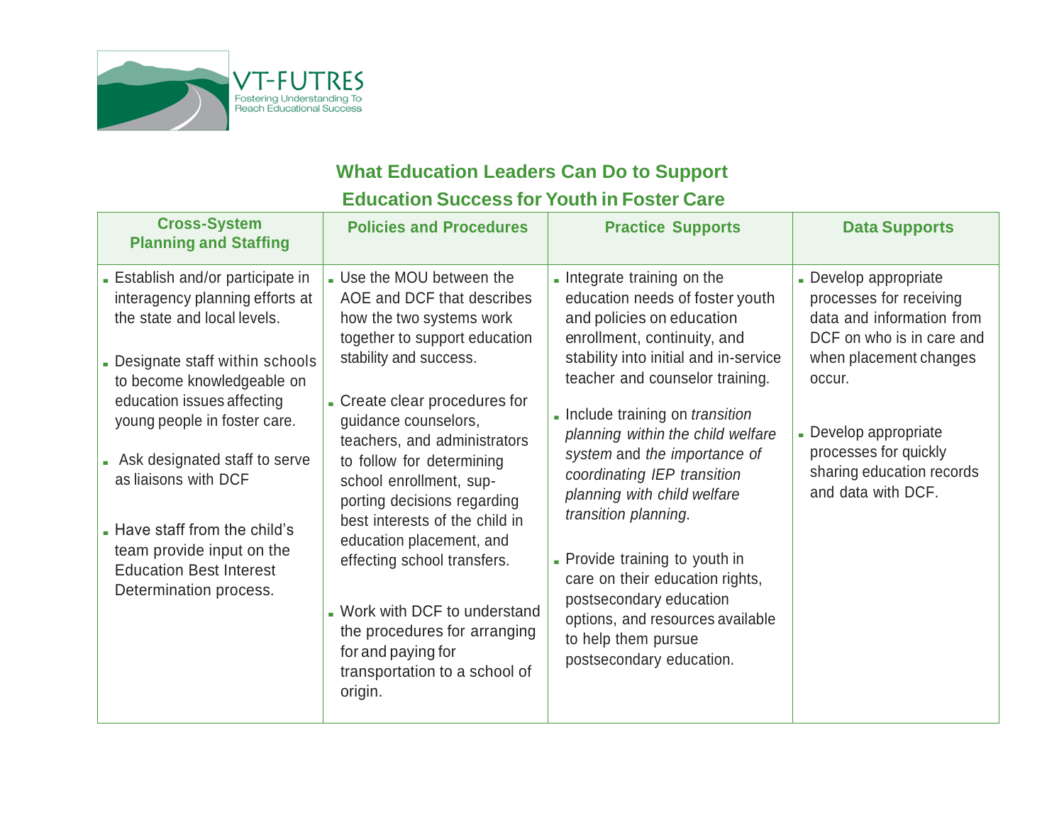VT-FUTRES

Fostering Understanding To Reach Educational Success

## What Education Leaders Can Do to Support Education Success for Youth in Foster Care

| Cross-System Planning and Staffing | Policies and Procedures | Practice Supports | Data Supports |
|---|---|---|---|
| - Establish and/or participate in interagency planning efforts at the state and local levels.<br><br>- Designate staff within schools to become knowledgeable on education issues affecting young people in foster care.<br><br>- Ask designated staff to serve as liaisons with DCF<br><br>- Have staff from the child's team provide input on the Education Best Interest Determination process. | - Use the MOU between the AOE and DCF that describes how the two systems work together to support education stability and success.<br><br>- Create clear procedures for guidance counselors, teachers, and administrators to follow for determining school enrollment, supporting decisions regarding best interests of the child in education placement, and effecting school transfers.<br><br>- Work with DCF to understand the procedures for arranging for and paying for transportation to a school of origin. | - Integrate training on the education needs of foster youth and policies on education enrollment, continuity, and stability into initial and in-service teacher and counselor training.<br><br>- Include training on *transition planning within the child welfare system* and *the importance of coordinating IEP transition planning with child welfare transition planning*.<br><br>- Provide training to youth in care on their education rights, postsecondary education options, and resources available to help them pursue postsecondary education. | - Develop appropriate processes for receiving data and information from DCF on who is in care and when placement changes occur.<br><br>- Develop appropriate processes for quickly sharing education records and data with DCF. |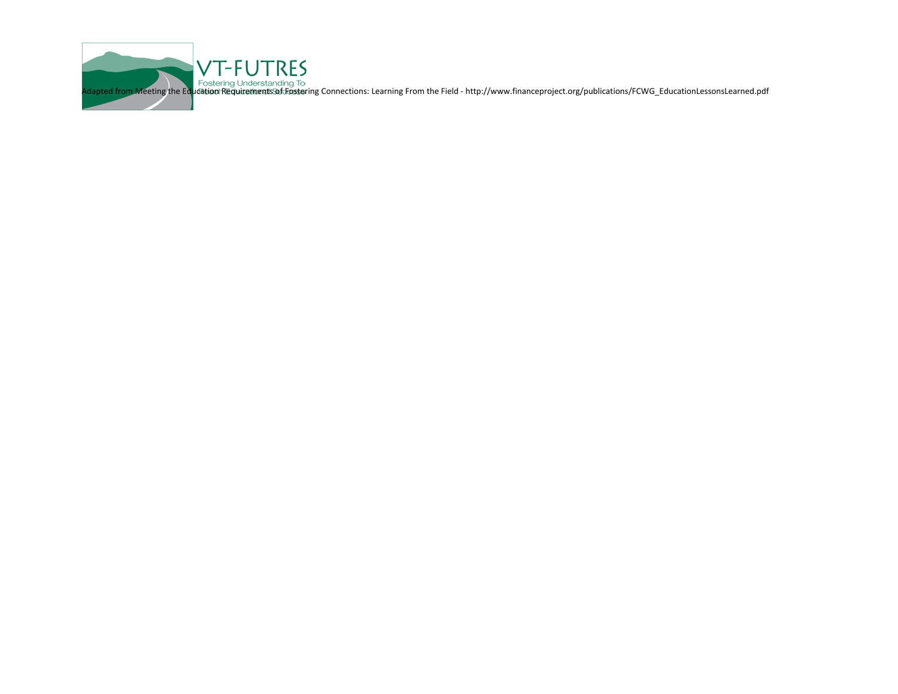VT-FUTRES

Fostering Understanding To

Adapted from Meeting the Education Requirements of Fostering Connections: Learning From the Field - http://www.financeproject.org/publications/FCWG_EducationLessonsLearned.pdf